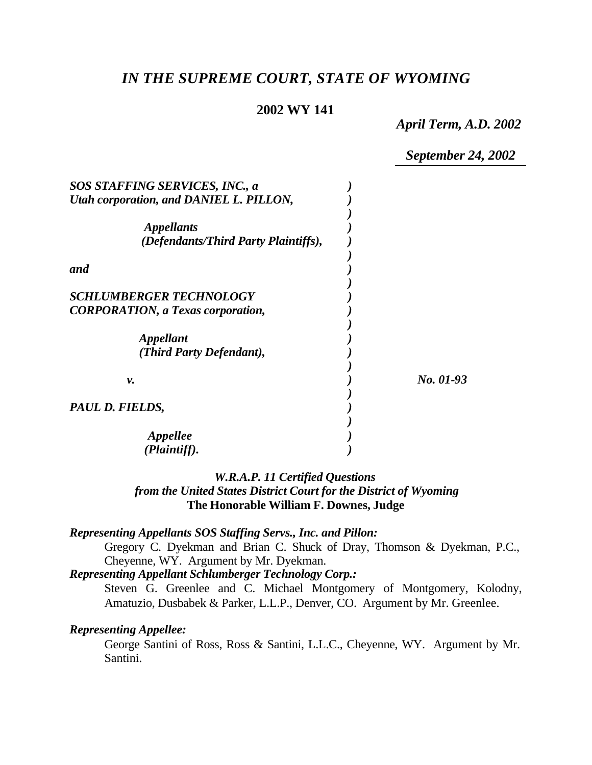# *IN THE SUPREME COURT, STATE OF WYOMING*

**2002 WY 141**

*April Term, A.D. 2002*

*September 24, 2002*

| | | |
|---|---|---|
| ***SOS STAFFING SERVICES, INC., a Utah corporation, and DANIEL L. PILLON,*** | ) | |
| ***Appellants (Defendants/Third Party Plaintiffs),*** | ) | |
| ***and*** | ) | |
| ***SCHLUMBERGER TECHNOLOGY CORPORATION, a Texas corporation,*** | ) | |
| ***Appellant (Third Party Defendant),*** | ) | |
| ***v.*** | ) | ***No. 01-93*** |
| ***PAUL D. FIELDS,*** | ) | |
| ***Appellee (Plaintiff).*** | ) | |

***W.R.A.P. 11 Certified Questions from the United States District Court for the District of Wyoming***
**The Honorable William F. Downes, Judge**

***Representing Appellants SOS Staffing Servs., Inc. and Pillon:***
Gregory C. Dyekman and Brian C. Shuck of Dray, Thomson & Dyekman, P.C., Cheyenne, WY. Argument by Mr. Dyekman.

***Representing Appellant Schlumberger Technology Corp.:***
Steven G. Greenlee and C. Michael Montgomery of Montgomery, Kolodny, Amatuzio, Dusbabek & Parker, L.L.P., Denver, CO. Argument by Mr. Greenlee.

***Representing Appellee:***
George Santini of Ross, Ross & Santini, L.L.C., Cheyenne, WY. Argument by Mr. Santini.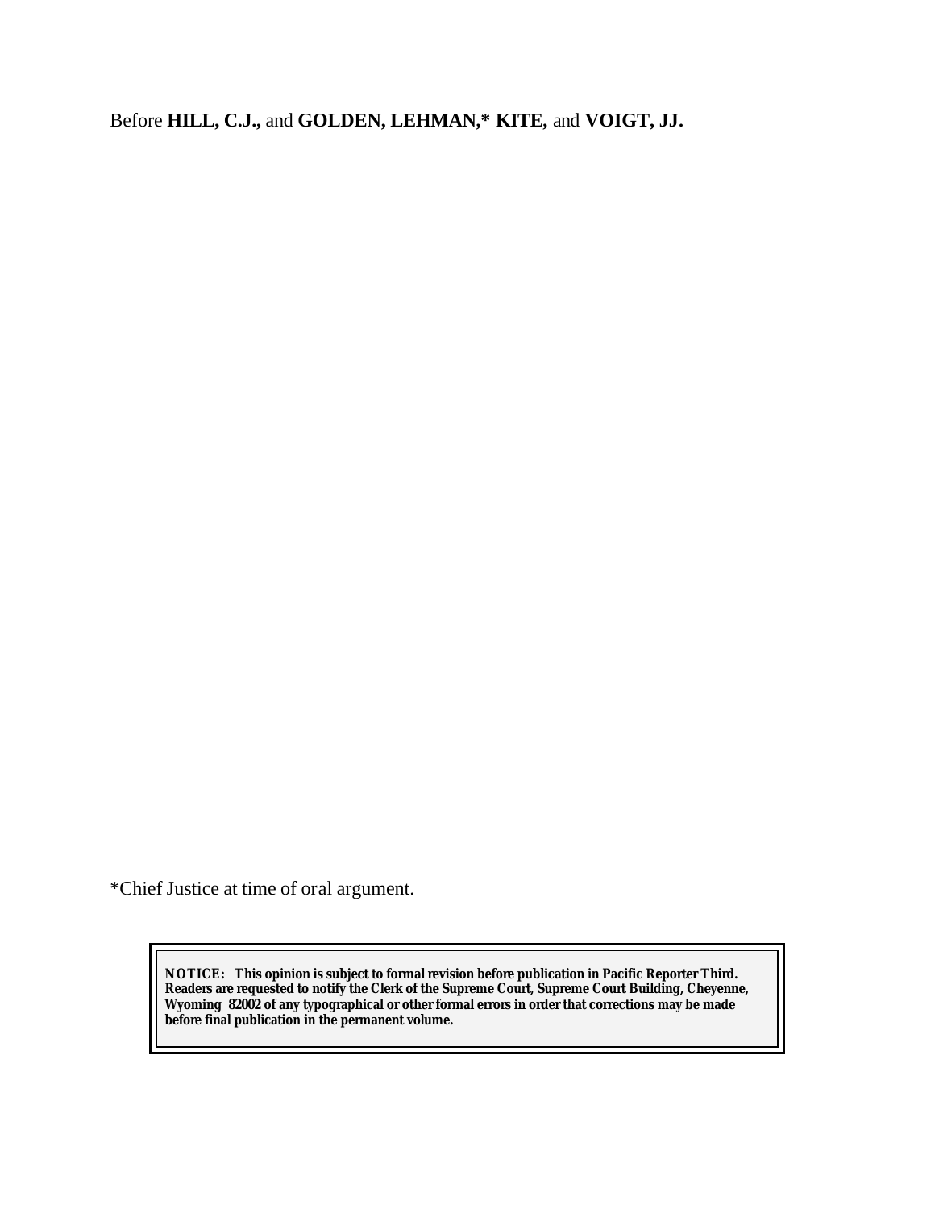Before **HILL, C.J.,** and **GOLDEN, LEHMAN,* KITE,** and **VOIGT, JJ.**

*Chief Justice at time of oral argument.

**NOTICE: This opinion is subject to formal revision before publication in Pacific Reporter Third. Readers are requested to notify the Clerk of the Supreme Court, Supreme Court Building, Cheyenne, Wyoming 82002 of any typographical or other formal errors in order that corrections may be made before final publication in the permanent volume.**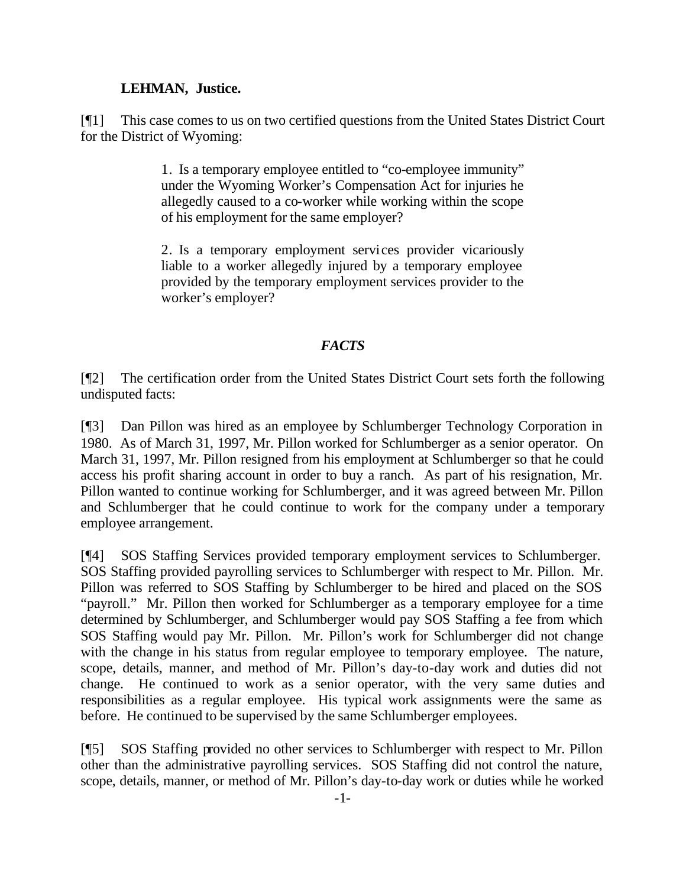**LEHMAN, Justice.**

[¶1] This case comes to us on two certified questions from the United States District Court for the District of Wyoming:

> 1. Is a temporary employee entitled to "co-employee immunity" under the Wyoming Worker's Compensation Act for injuries he allegedly caused to a co-worker while working within the scope of his employment for the same employer?
>
> 2. Is a temporary employment services provider vicariously liable to a worker allegedly injured by a temporary employee provided by the temporary employment services provider to the worker's employer?

## *FACTS*

[¶2] The certification order from the United States District Court sets forth the following undisputed facts:

[¶3] Dan Pillon was hired as an employee by Schlumberger Technology Corporation in 1980. As of March 31, 1997, Mr. Pillon worked for Schlumberger as a senior operator. On March 31, 1997, Mr. Pillon resigned from his employment at Schlumberger so that he could access his profit sharing account in order to buy a ranch. As part of his resignation, Mr. Pillon wanted to continue working for Schlumberger, and it was agreed between Mr. Pillon and Schlumberger that he could continue to work for the company under a temporary employee arrangement.

[¶4] SOS Staffing Services provided temporary employment services to Schlumberger. SOS Staffing provided payrolling services to Schlumberger with respect to Mr. Pillon. Mr. Pillon was referred to SOS Staffing by Schlumberger to be hired and placed on the SOS "payroll." Mr. Pillon then worked for Schlumberger as a temporary employee for a time determined by Schlumberger, and Schlumberger would pay SOS Staffing a fee from which SOS Staffing would pay Mr. Pillon. Mr. Pillon's work for Schlumberger did not change with the change in his status from regular employee to temporary employee. The nature, scope, details, manner, and method of Mr. Pillon's day-to-day work and duties did not change. He continued to work as a senior operator, with the very same duties and responsibilities as a regular employee. His typical work assignments were the same as before. He continued to be supervised by the same Schlumberger employees.

[¶5] SOS Staffing provided no other services to Schlumberger with respect to Mr. Pillon other than the administrative payrolling services. SOS Staffing did not control the nature, scope, details, manner, or method of Mr. Pillon's day-to-day work or duties while he worked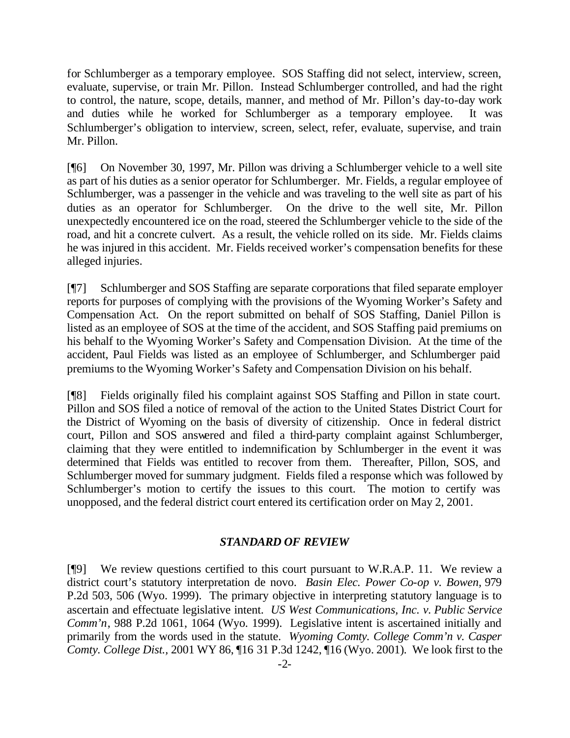for Schlumberger as a temporary employee. SOS Staffing did not select, interview, screen, evaluate, supervise, or train Mr. Pillon. Instead Schlumberger controlled, and had the right to control, the nature, scope, details, manner, and method of Mr. Pillon's day-to-day work and duties while he worked for Schlumberger as a temporary employee. It was Schlumberger's obligation to interview, screen, select, refer, evaluate, supervise, and train Mr. Pillon.

[¶6] On November 30, 1997, Mr. Pillon was driving a Schlumberger vehicle to a well site as part of his duties as a senior operator for Schlumberger. Mr. Fields, a regular employee of Schlumberger, was a passenger in the vehicle and was traveling to the well site as part of his duties as an operator for Schlumberger. On the drive to the well site, Mr. Pillon unexpectedly encountered ice on the road, steered the Schlumberger vehicle to the side of the road, and hit a concrete culvert. As a result, the vehicle rolled on its side. Mr. Fields claims he was injured in this accident. Mr. Fields received worker's compensation benefits for these alleged injuries.

[¶7] Schlumberger and SOS Staffing are separate corporations that filed separate employer reports for purposes of complying with the provisions of the Wyoming Worker's Safety and Compensation Act. On the report submitted on behalf of SOS Staffing, Daniel Pillon is listed as an employee of SOS at the time of the accident, and SOS Staffing paid premiums on his behalf to the Wyoming Worker's Safety and Compensation Division. At the time of the accident, Paul Fields was listed as an employee of Schlumberger, and Schlumberger paid premiums to the Wyoming Worker's Safety and Compensation Division on his behalf.

[¶8] Fields originally filed his complaint against SOS Staffing and Pillon in state court. Pillon and SOS filed a notice of removal of the action to the United States District Court for the District of Wyoming on the basis of diversity of citizenship. Once in federal district court, Pillon and SOS answered and filed a third-party complaint against Schlumberger, claiming that they were entitled to indemnification by Schlumberger in the event it was determined that Fields was entitled to recover from them. Thereafter, Pillon, SOS, and Schlumberger moved for summary judgment. Fields filed a response which was followed by Schlumberger's motion to certify the issues to this court. The motion to certify was unopposed, and the federal district court entered its certification order on May 2, 2001.

### *STANDARD OF REVIEW*

[¶9] We review questions certified to this court pursuant to W.R.A.P. 11. We review a district court's statutory interpretation de novo. *Basin Elec. Power Co-op v. Bowen*, 979 P.2d 503, 506 (Wyo. 1999). The primary objective in interpreting statutory language is to ascertain and effectuate legislative intent. *US West Communications, Inc. v. Public Service Comm'n*, 988 P.2d 1061, 1064 (Wyo. 1999). Legislative intent is ascertained initially and primarily from the words used in the statute. *Wyoming Comty. College Comm'n v. Casper Comty. College Dist.*, 2001 WY 86, ¶16 31 P.3d 1242, ¶16 (Wyo. 2001). We look first to the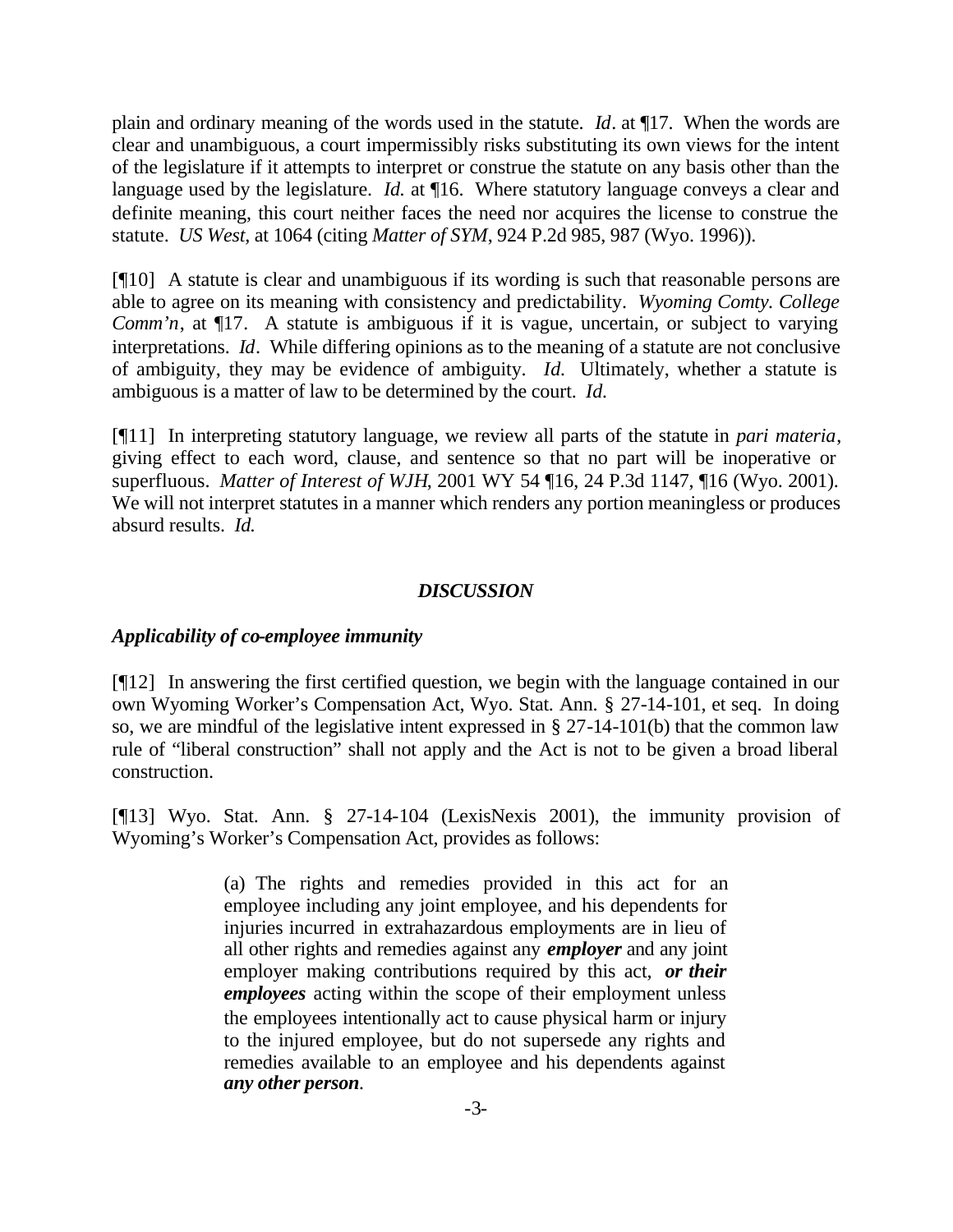plain and ordinary meaning of the words used in the statute. *Id*. at ¶17. When the words are clear and unambiguous, a court impermissibly risks substituting its own views for the intent of the legislature if it attempts to interpret or construe the statute on any basis other than the language used by the legislature. *Id.* at ¶16. Where statutory language conveys a clear and definite meaning, this court neither faces the need nor acquires the license to construe the statute. *US West*, at 1064 (citing *Matter of SYM*, 924 P.2d 985, 987 (Wyo. 1996)).

[¶10] A statute is clear and unambiguous if its wording is such that reasonable persons are able to agree on its meaning with consistency and predictability. *Wyoming Comty. College Comm'n*, at ¶17. A statute is ambiguous if it is vague, uncertain, or subject to varying interpretations. *Id*. While differing opinions as to the meaning of a statute are not conclusive of ambiguity, they may be evidence of ambiguity. *Id.* Ultimately, whether a statute is ambiguous is a matter of law to be determined by the court. *Id.*

[¶11] In interpreting statutory language, we review all parts of the statute in *pari materia*, giving effect to each word, clause, and sentence so that no part will be inoperative or superfluous. *Matter of Interest of WJH*, 2001 WY 54 ¶16, 24 P.3d 1147, ¶16 (Wyo. 2001). We will not interpret statutes in a manner which renders any portion meaningless or produces absurd results. *Id.*

## ***DISCUSSION***

### ***Applicability of co-employee immunity***

[¶12] In answering the first certified question, we begin with the language contained in our own Wyoming Worker's Compensation Act, Wyo. Stat. Ann. § 27-14-101, et seq. In doing so, we are mindful of the legislative intent expressed in § 27-14-101(b) that the common law rule of "liberal construction" shall not apply and the Act is not to be given a broad liberal construction.

[¶13] Wyo. Stat. Ann. § 27-14-104 (LexisNexis 2001), the immunity provision of Wyoming's Worker's Compensation Act, provides as follows:

> (a) The rights and remedies provided in this act for an employee including any joint employee, and his dependents for injuries incurred in extrahazardous employments are in lieu of all other rights and remedies against any ***employer*** and any joint employer making contributions required by this act, ***or their employees*** acting within the scope of their employment unless the employees intentionally act to cause physical harm or injury to the injured employee, but do not supersede any rights and remedies available to an employee and his dependents against ***any other person***.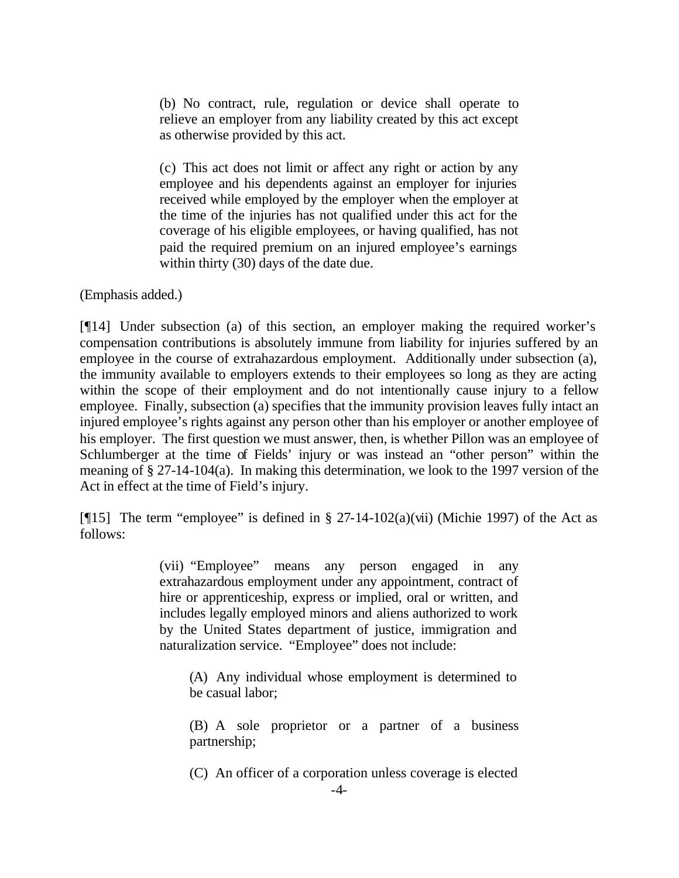> (b) No contract, rule, regulation or device shall operate to relieve an employer from any liability created by this act except as otherwise provided by this act.
>
> (c) This act does not limit or affect any right or action by any employee and his dependents against an employer for injuries received while employed by the employer when the employer at the time of the injuries has not qualified under this act for the coverage of his eligible employees, or having qualified, has not paid the required premium on an injured employee's earnings within thirty (30) days of the date due.

(Emphasis added.)

[¶14] Under subsection (a) of this section, an employer making the required worker's compensation contributions is absolutely immune from liability for injuries suffered by an employee in the course of extrahazardous employment. Additionally under subsection (a), the immunity available to employers extends to their employees so long as they are acting within the scope of their employment and do not intentionally cause injury to a fellow employee. Finally, subsection (a) specifies that the immunity provision leaves fully intact an injured employee's rights against any person other than his employer or another employee of his employer. The first question we must answer, then, is whether Pillon was an employee of Schlumberger at the time of Fields' injury or was instead an "other person" within the meaning of § 27-14-104(a). In making this determination, we look to the 1997 version of the Act in effect at the time of Field's injury.

[¶15] The term "employee" is defined in § 27-14-102(a)(vii) (Michie 1997) of the Act as follows:

> (vii) "Employee" means any person engaged in any extrahazardous employment under any appointment, contract of hire or apprenticeship, express or implied, oral or written, and includes legally employed minors and aliens authorized to work by the United States department of justice, immigration and naturalization service. "Employee" does not include:
>
> (A) Any individual whose employment is determined to be casual labor;
>
> (B) A sole proprietor or a partner of a business partnership;
>
> (C) An officer of a corporation unless coverage is elected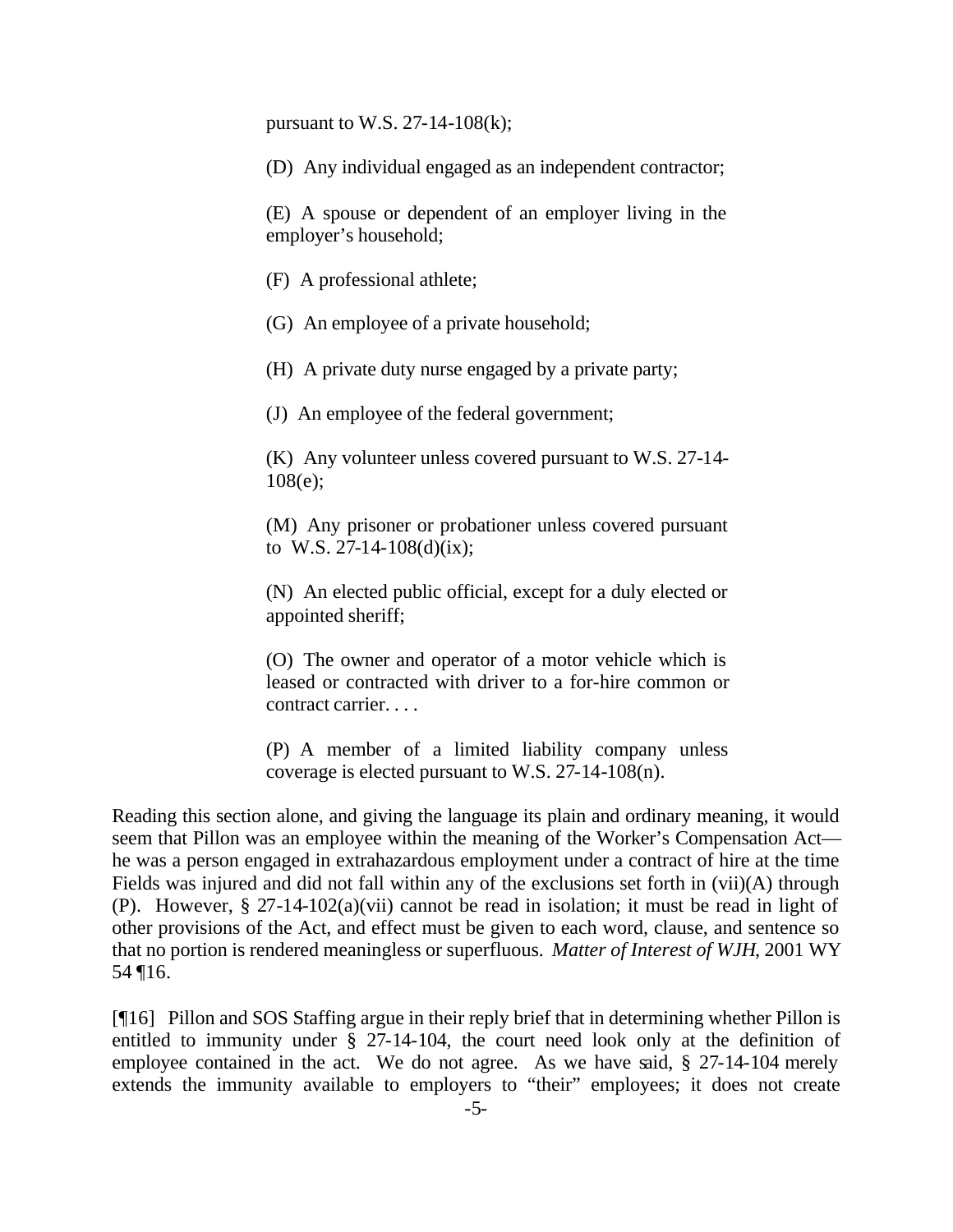pursuant to W.S. 27-14-108(k);

(D) Any individual engaged as an independent contractor;

(E) A spouse or dependent of an employer living in the employer's household;

(F) A professional athlete;

(G) An employee of a private household;

(H) A private duty nurse engaged by a private party;

(J) An employee of the federal government;

(K) Any volunteer unless covered pursuant to W.S. 27-14-108(e);

(M) Any prisoner or probationer unless covered pursuant to W.S. 27-14-108(d)(ix);

(N) An elected public official, except for a duly elected or appointed sheriff;

(O) The owner and operator of a motor vehicle which is leased or contracted with driver to a for-hire common or contract carrier. . . .

(P) A member of a limited liability company unless coverage is elected pursuant to W.S. 27-14-108(n).

Reading this section alone, and giving the language its plain and ordinary meaning, it would seem that Pillon was an employee within the meaning of the Worker's Compensation Act—he was a person engaged in extrahazardous employment under a contract of hire at the time Fields was injured and did not fall within any of the exclusions set forth in (vii)(A) through (P). However, § 27-14-102(a)(vii) cannot be read in isolation; it must be read in light of other provisions of the Act, and effect must be given to each word, clause, and sentence so that no portion is rendered meaningless or superfluous. *Matter of Interest of WJH*, 2001 WY 54 ¶16.

[¶16] Pillon and SOS Staffing argue in their reply brief that in determining whether Pillon is entitled to immunity under § 27-14-104, the court need look only at the definition of employee contained in the act. We do not agree. As we have said, § 27-14-104 merely extends the immunity available to employers to "their" employees; it does not create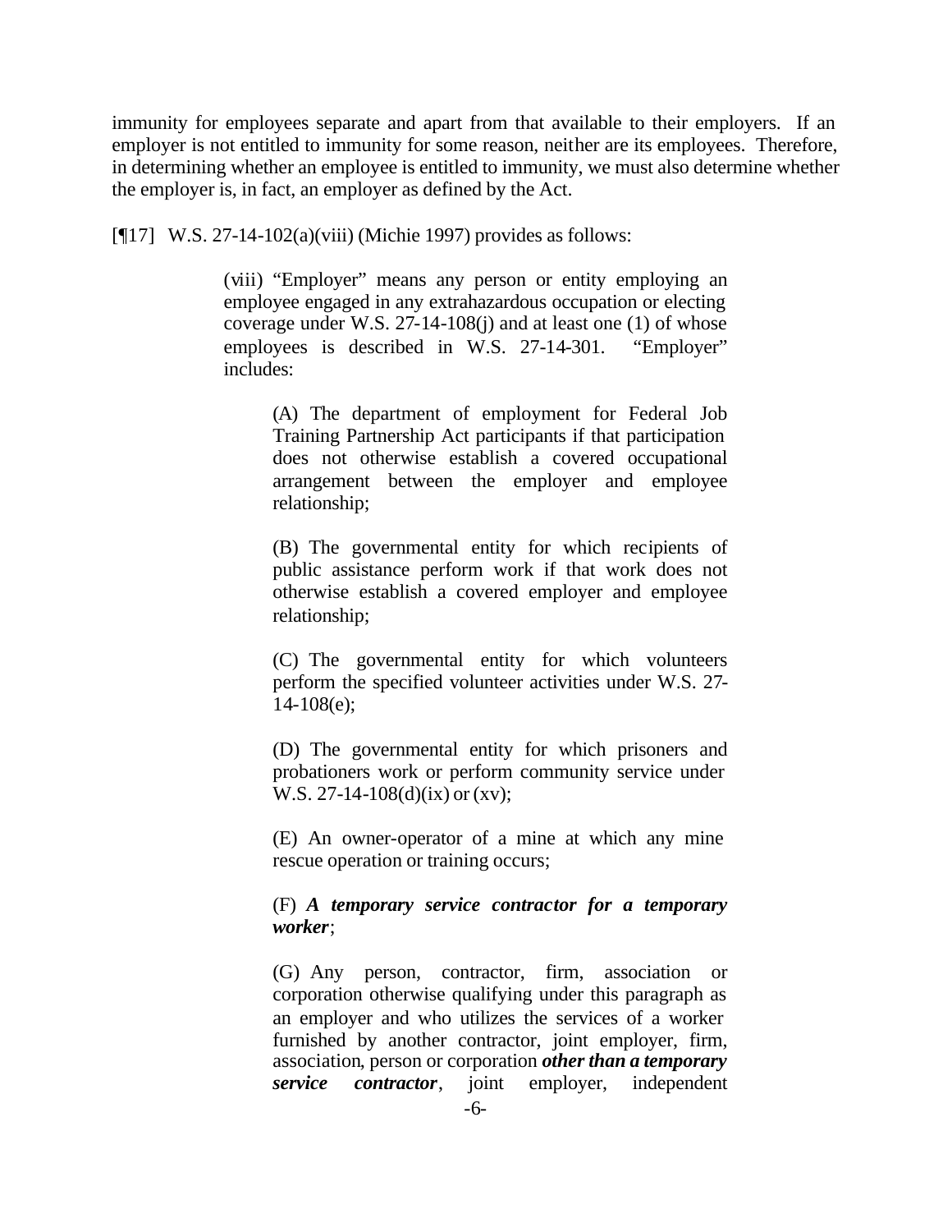immunity for employees separate and apart from that available to their employers. If an employer is not entitled to immunity for some reason, neither are its employees. Therefore, in determining whether an employee is entitled to immunity, we must also determine whether the employer is, in fact, an employer as defined by the Act.

[¶17] W.S. 27-14-102(a)(viii) (Michie 1997) provides as follows:

> (viii) "Employer" means any person or entity employing an employee engaged in any extrahazardous occupation or electing coverage under W.S. 27-14-108(j) and at least one (1) of whose employees is described in W.S. 27-14-301. "Employer" includes:
>
> > (A) The department of employment for Federal Job Training Partnership Act participants if that participation does not otherwise establish a covered occupational arrangement between the employer and employee relationship;
> >
> > (B) The governmental entity for which recipients of public assistance perform work if that work does not otherwise establish a covered employer and employee relationship;
> >
> > (C) The governmental entity for which volunteers perform the specified volunteer activities under W.S. 27-14-108(e);
> >
> > (D) The governmental entity for which prisoners and probationers work or perform community service under W.S. 27-14-108(d)(ix) or (xv);
> >
> > (E) An owner-operator of a mine at which any mine rescue operation or training occurs;
> >
> > (F) ***A temporary service contractor for a temporary worker***;
> >
> > (G) Any person, contractor, firm, association or corporation otherwise qualifying under this paragraph as an employer and who utilizes the services of a worker furnished by another contractor, joint employer, firm, association, person or corporation ***other than a temporary service contractor***, joint employer, independent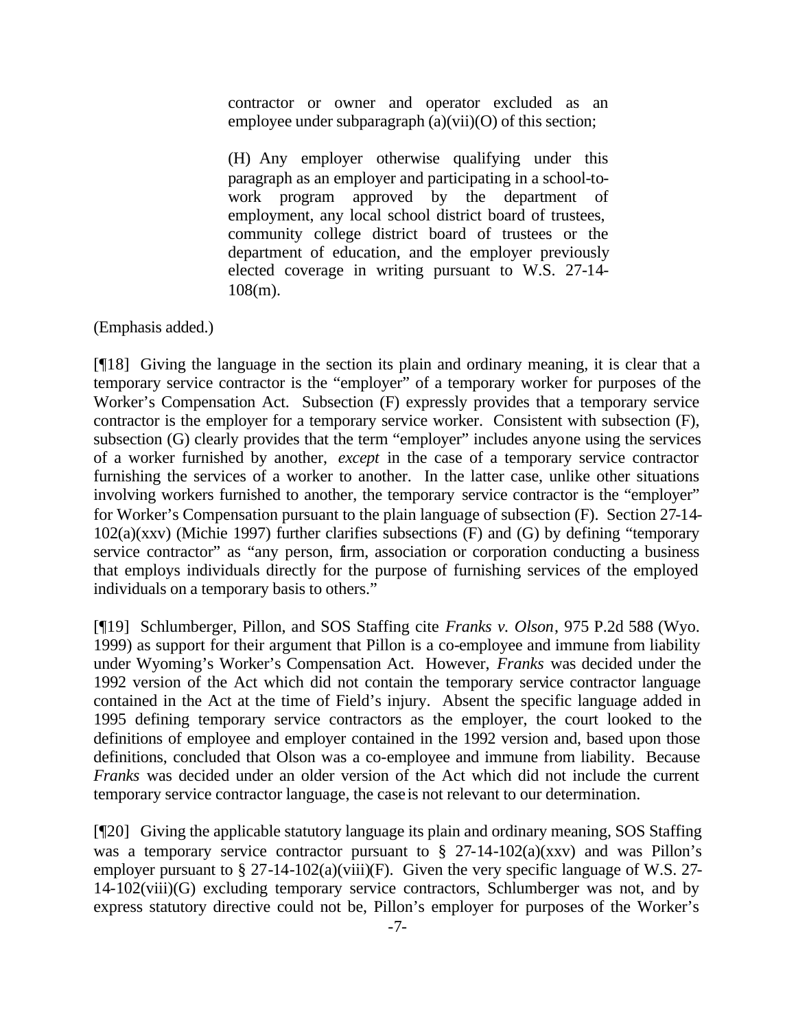> contractor or owner and operator excluded as an employee under subparagraph (a)(vii)(O) of this section;
>
> (H) Any employer otherwise qualifying under this paragraph as an employer and participating in a school-to-work program approved by the department of employment, any local school district board of trustees, community college district board of trustees or the department of education, and the employer previously elected coverage in writing pursuant to W.S. 27-14-108(m).

(Emphasis added.)

[¶18] Giving the language in the section its plain and ordinary meaning, it is clear that a temporary service contractor is the "employer" of a temporary worker for purposes of the Worker's Compensation Act. Subsection (F) expressly provides that a temporary service contractor is the employer for a temporary service worker. Consistent with subsection (F), subsection (G) clearly provides that the term "employer" includes anyone using the services of a worker furnished by another, *except* in the case of a temporary service contractor furnishing the services of a worker to another. In the latter case, unlike other situations involving workers furnished to another, the temporary service contractor is the "employer" for Worker's Compensation pursuant to the plain language of subsection (F). Section 27-14-102(a)(xxv) (Michie 1997) further clarifies subsections (F) and (G) by defining "temporary service contractor" as "any person, firm, association or corporation conducting a business that employs individuals directly for the purpose of furnishing services of the employed individuals on a temporary basis to others."

[¶19] Schlumberger, Pillon, and SOS Staffing cite *Franks v. Olson*, 975 P.2d 588 (Wyo. 1999) as support for their argument that Pillon is a co-employee and immune from liability under Wyoming's Worker's Compensation Act. However, *Franks* was decided under the 1992 version of the Act which did not contain the temporary service contractor language contained in the Act at the time of Field's injury. Absent the specific language added in 1995 defining temporary service contractors as the employer, the court looked to the definitions of employee and employer contained in the 1992 version and, based upon those definitions, concluded that Olson was a co-employee and immune from liability. Because *Franks* was decided under an older version of the Act which did not include the current temporary service contractor language, the case is not relevant to our determination.

[¶20] Giving the applicable statutory language its plain and ordinary meaning, SOS Staffing was a temporary service contractor pursuant to § 27-14-102(a)(xxv) and was Pillon's employer pursuant to § 27-14-102(a)(viii)(F). Given the very specific language of W.S. 27-14-102(viii)(G) excluding temporary service contractors, Schlumberger was not, and by express statutory directive could not be, Pillon's employer for purposes of the Worker's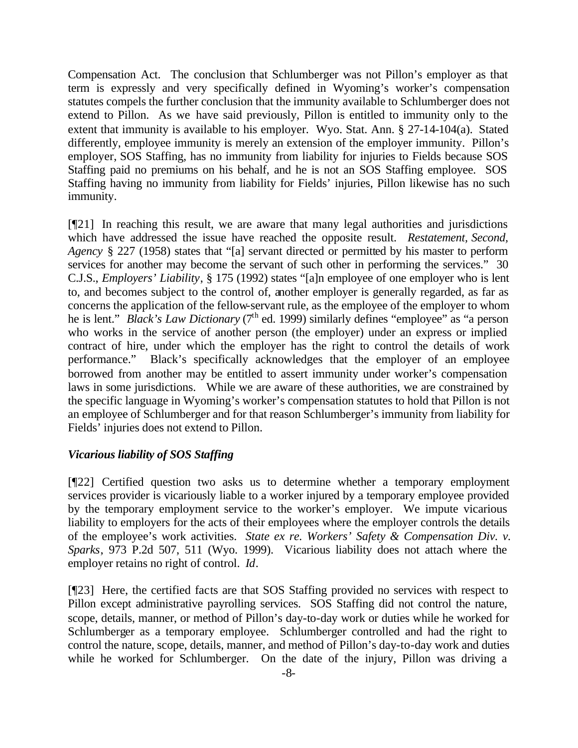Compensation Act. The conclusion that Schlumberger was not Pillon's employer as that term is expressly and very specifically defined in Wyoming's worker's compensation statutes compels the further conclusion that the immunity available to Schlumberger does not extend to Pillon. As we have said previously, Pillon is entitled to immunity only to the extent that immunity is available to his employer. Wyo. Stat. Ann. § 27-14-104(a). Stated differently, employee immunity is merely an extension of the employer immunity. Pillon's employer, SOS Staffing, has no immunity from liability for injuries to Fields because SOS Staffing paid no premiums on his behalf, and he is not an SOS Staffing employee. SOS Staffing having no immunity from liability for Fields' injuries, Pillon likewise has no such immunity.

[¶21] In reaching this result, we are aware that many legal authorities and jurisdictions which have addressed the issue have reached the opposite result. *Restatement, Second, Agency* § 227 (1958) states that "[a] servant directed or permitted by his master to perform services for another may become the servant of such other in performing the services." 30 C.J.S., *Employers' Liability*, § 175 (1992) states "[a]n employee of one employer who is lent to, and becomes subject to the control of, another employer is generally regarded, as far as concerns the application of the fellow-servant rule, as the employee of the employer to whom he is lent." *Black's Law Dictionary* (7th ed. 1999) similarly defines "employee" as "a person who works in the service of another person (the employer) under an express or implied contract of hire, under which the employer has the right to control the details of work performance." Black's specifically acknowledges that the employer of an employee borrowed from another may be entitled to assert immunity under worker's compensation laws in some jurisdictions. While we are aware of these authorities, we are constrained by the specific language in Wyoming's worker's compensation statutes to hold that Pillon is not an employee of Schlumberger and for that reason Schlumberger's immunity from liability for Fields' injuries does not extend to Pillon.

### *Vicarious liability of SOS Staffing*

[¶22] Certified question two asks us to determine whether a temporary employment services provider is vicariously liable to a worker injured by a temporary employee provided by the temporary employment service to the worker's employer. We impute vicarious liability to employers for the acts of their employees where the employer controls the details of the employee's work activities. *State ex re. Workers' Safety & Compensation Div. v. Sparks*, 973 P.2d 507, 511 (Wyo. 1999). Vicarious liability does not attach where the employer retains no right of control. *Id*.

[¶23] Here, the certified facts are that SOS Staffing provided no services with respect to Pillon except administrative payrolling services. SOS Staffing did not control the nature, scope, details, manner, or method of Pillon's day-to-day work or duties while he worked for Schlumberger as a temporary employee. Schlumberger controlled and had the right to control the nature, scope, details, manner, and method of Pillon's day-to-day work and duties while he worked for Schlumberger. On the date of the injury, Pillon was driving a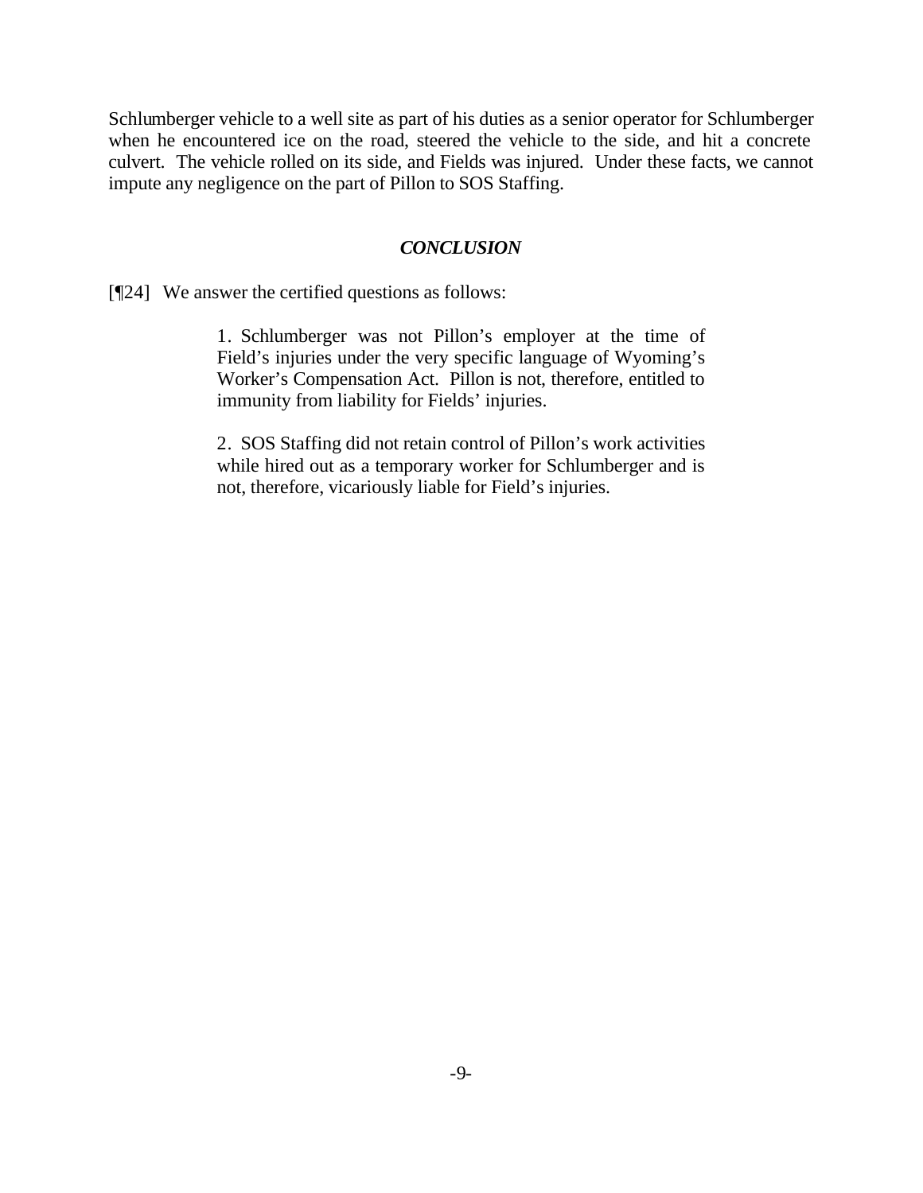Schlumberger vehicle to a well site as part of his duties as a senior operator for Schlumberger when he encountered ice on the road, steered the vehicle to the side, and hit a concrete culvert. The vehicle rolled on its side, and Fields was injured. Under these facts, we cannot impute any negligence on the part of Pillon to SOS Staffing.

## *CONCLUSION*

[¶24] We answer the certified questions as follows:

> 1. Schlumberger was not Pillon's employer at the time of Field's injuries under the very specific language of Wyoming's Worker's Compensation Act. Pillon is not, therefore, entitled to immunity from liability for Fields' injuries.
>
> 2. SOS Staffing did not retain control of Pillon's work activities while hired out as a temporary worker for Schlumberger and is not, therefore, vicariously liable for Field's injuries.